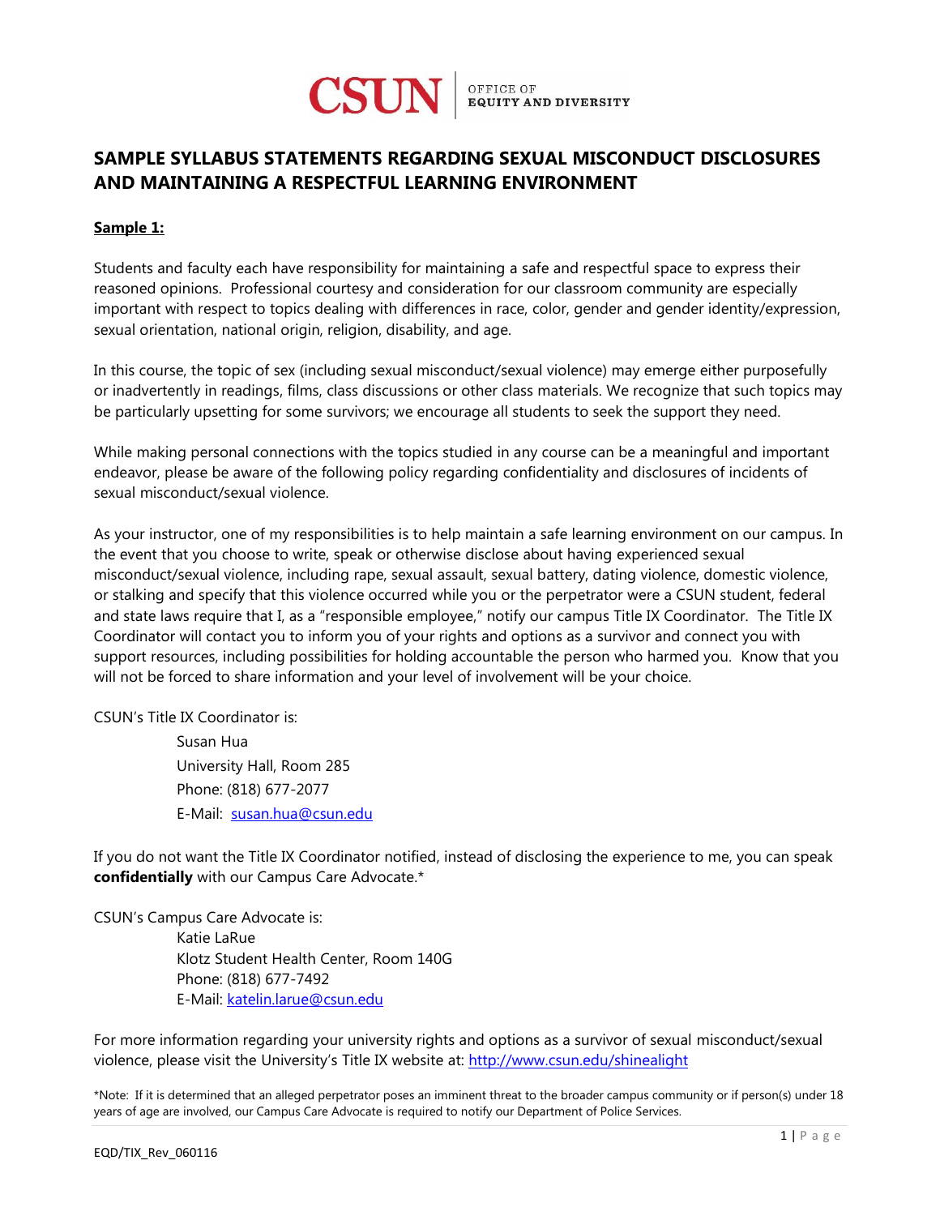CSUN | OFFICE OF EQUITY AND DIVERSITY

# SAMPLE SYLLABUS STATEMENTS REGARDING SEXUAL MISCONDUCT DISCLOSURES AND MAINTAINING A RESPECTFUL LEARNING ENVIRONMENT

**Sample 1:**

Students and faculty each have responsibility for maintaining a safe and respectful space to express their reasoned opinions. Professional courtesy and consideration for our classroom community are especially important with respect to topics dealing with differences in race, color, gender and gender identity/expression, sexual orientation, national origin, religion, disability, and age.

In this course, the topic of sex (including sexual misconduct/sexual violence) may emerge either purposefully or inadvertently in readings, films, class discussions or other class materials. We recognize that such topics may be particularly upsetting for some survivors; we encourage all students to seek the support they need.

While making personal connections with the topics studied in any course can be a meaningful and important endeavor, please be aware of the following policy regarding confidentiality and disclosures of incidents of sexual misconduct/sexual violence.

As your instructor, one of my responsibilities is to help maintain a safe learning environment on our campus. In the event that you choose to write, speak or otherwise disclose about having experienced sexual misconduct/sexual violence, including rape, sexual assault, sexual battery, dating violence, domestic violence, or stalking and specify that this violence occurred while you or the perpetrator were a CSUN student, federal and state laws require that I, as a "responsible employee," notify our campus Title IX Coordinator. The Title IX Coordinator will contact you to inform you of your rights and options as a survivor and connect you with support resources, including possibilities for holding accountable the person who harmed you. Know that you will not be forced to share information and your level of involvement will be your choice.

CSUN's Title IX Coordinator is:

Susan Hua
University Hall, Room 285
Phone: (818) 677-2077
E-Mail: susan.hua@csun.edu

If you do not want the Title IX Coordinator notified, instead of disclosing the experience to me, you can speak **confidentially** with our Campus Care Advocate.*

CSUN's Campus Care Advocate is:

Katie LaRue
Klotz Student Health Center, Room 140G
Phone: (818) 677-7492
E-Mail: katelin.larue@csun.edu

For more information regarding your university rights and options as a survivor of sexual misconduct/sexual violence, please visit the University's Title IX website at: http://www.csun.edu/shinealight

*Note: If it is determined that an alleged perpetrator poses an imminent threat to the broader campus community or if person(s) under 18 years of age are involved, our Campus Care Advocate is required to notify our Department of Police Services.

EQD/TIX_Rev_060116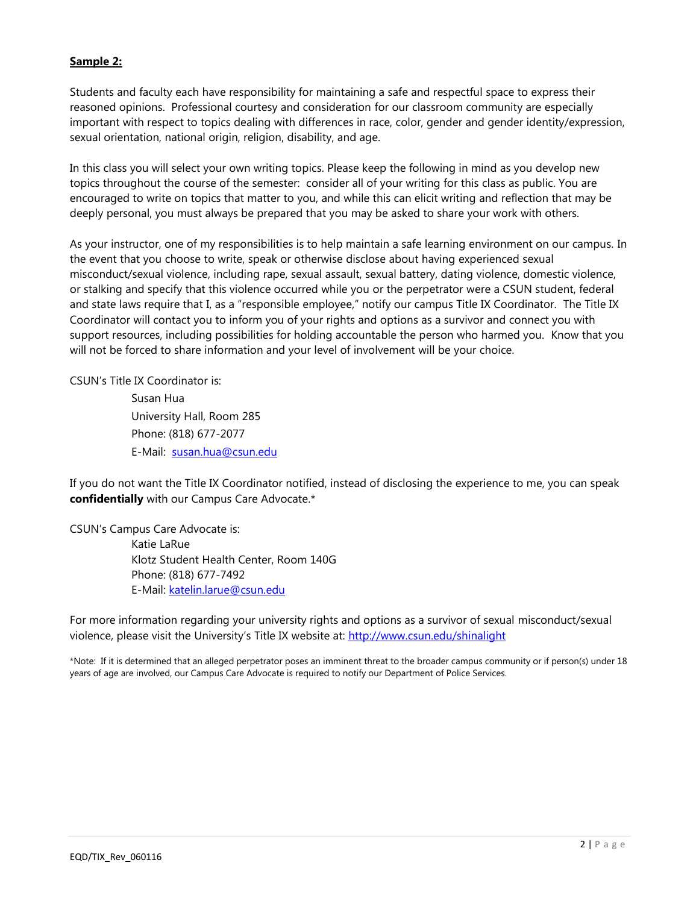**Sample 2:**

Students and faculty each have responsibility for maintaining a safe and respectful space to express their reasoned opinions. Professional courtesy and consideration for our classroom community are especially important with respect to topics dealing with differences in race, color, gender and gender identity/expression, sexual orientation, national origin, religion, disability, and age.

In this class you will select your own writing topics. Please keep the following in mind as you develop new topics throughout the course of the semester: consider all of your writing for this class as public. You are encouraged to write on topics that matter to you, and while this can elicit writing and reflection that may be deeply personal, you must always be prepared that you may be asked to share your work with others.

As your instructor, one of my responsibilities is to help maintain a safe learning environment on our campus. In the event that you choose to write, speak or otherwise disclose about having experienced sexual misconduct/sexual violence, including rape, sexual assault, sexual battery, dating violence, domestic violence, or stalking and specify that this violence occurred while you or the perpetrator were a CSUN student, federal and state laws require that I, as a "responsible employee," notify our campus Title IX Coordinator. The Title IX Coordinator will contact you to inform you of your rights and options as a survivor and connect you with support resources, including possibilities for holding accountable the person who harmed you. Know that you will not be forced to share information and your level of involvement will be your choice.

CSUN's Title IX Coordinator is:

Susan Hua
University Hall, Room 285
Phone: (818) 677-2077
E-Mail: susan.hua@csun.edu

If you do not want the Title IX Coordinator notified, instead of disclosing the experience to me, you can speak **confidentially** with our Campus Care Advocate.*

CSUN's Campus Care Advocate is:

Katie LaRue
Klotz Student Health Center, Room 140G
Phone: (818) 677-7492
E-Mail: katelin.larue@csun.edu

For more information regarding your university rights and options as a survivor of sexual misconduct/sexual violence, please visit the University's Title IX website at: http://www.csun.edu/shinalight

*Note: If it is determined that an alleged perpetrator poses an imminent threat to the broader campus community or if person(s) under 18 years of age are involved, our Campus Care Advocate is required to notify our Department of Police Services.

EQD/TIX_Rev_060116